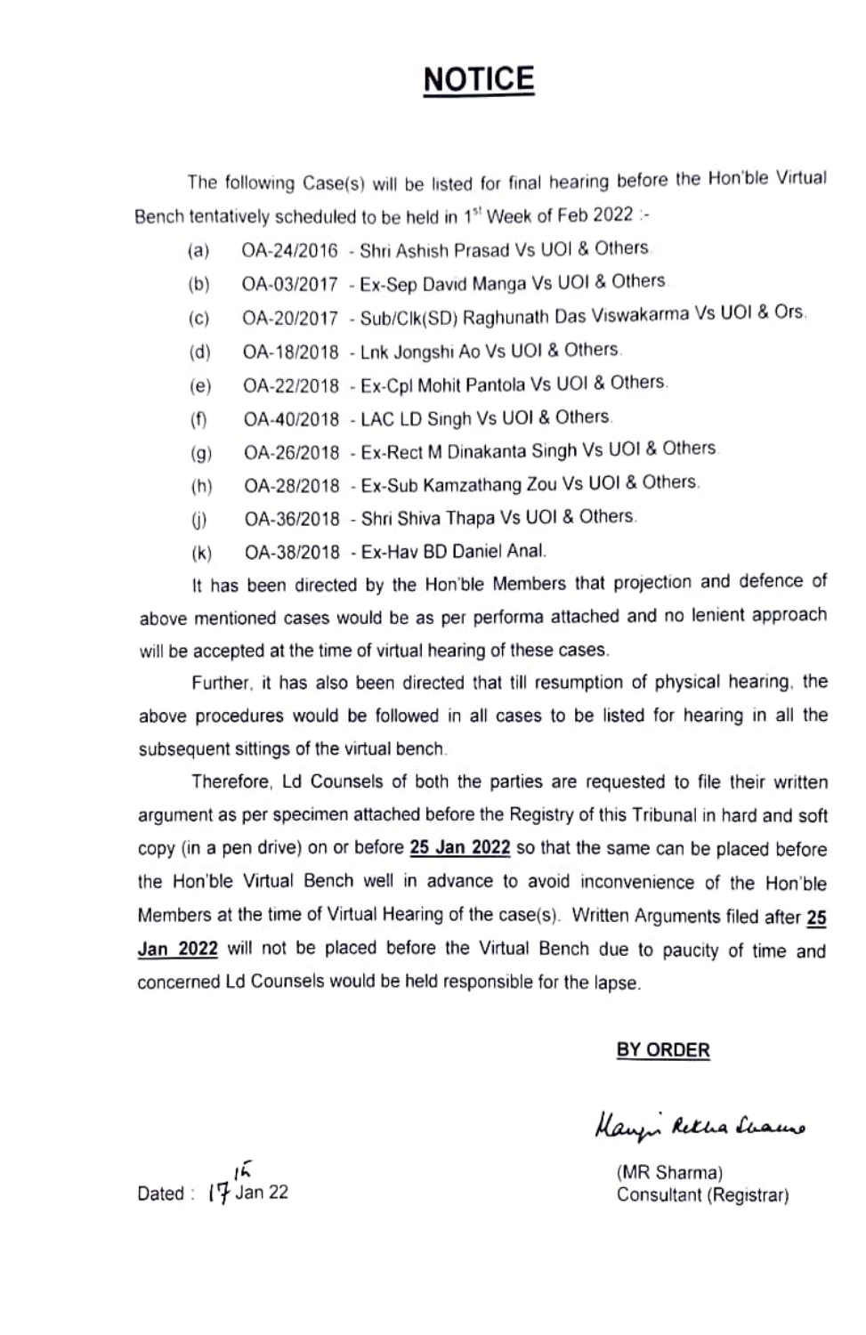# NOTICE

The following Case(s) will be listed for final hearing before the Hon'ble Virtual Bench tentatively scheduled to be held in 1st Week of Feb 2022 :-

(a) OA-24/2016 - Shri Ashish Prasad Vs UOI & Others.

(b) OA-03/2017 - Ex-Sep David Manga Vs UOI & Others.

(c) OA-20/2017 - Sub/Clk(SD) Raghunath Das Viswakarma Vs UOI & Ors.

(d) OA-18/2018 - Lnk Jongshi Ao Vs UOI & Others.

(e) OA-22/2018 - Ex-Cpl Mohit Pantola Vs UOI & Others.

(f) OA-40/2018 - LAC LD Singh Vs UOI & Others.

(g) OA-26/2018 - Ex-Rect M Dinakanta Singh Vs UOI & Others.

(h) OA-28/2018 - Ex-Sub Kamzathang Zou Vs UOI & Others.

(j) OA-36/2018 - Shri Shiva Thapa Vs UOI & Others.

(k) OA-38/2018 - Ex-Hav BD Daniel Anal.

It has been directed by the Hon'ble Members that projection and defence of above mentioned cases would be as per performa attached and no lenient approach will be accepted at the time of virtual hearing of these cases.

Further, it has also been directed that till resumption of physical hearing, the above procedures would be followed in all cases to be listed for hearing in all the subsequent sittings of the virtual bench.

Therefore, Ld Counsels of both the parties are requested to file their written argument as per specimen attached before the Registry of this Tribunal in hard and soft copy (in a pen drive) on or before **25 Jan 2022** so that the same can be placed before the Hon'ble Virtual Bench well in advance to avoid inconvenience of the Hon'ble Members at the time of Virtual Hearing of the case(s). Written Arguments filed after **25 Jan 2022** will not be placed before the Virtual Bench due to paucity of time and concerned Ld Counsels would be held responsible for the lapse.

**BY ORDER**

Manju Rekha Sharma

(MR Sharma)
Consultant (Registrar)

Dated : 17 15 Jan 22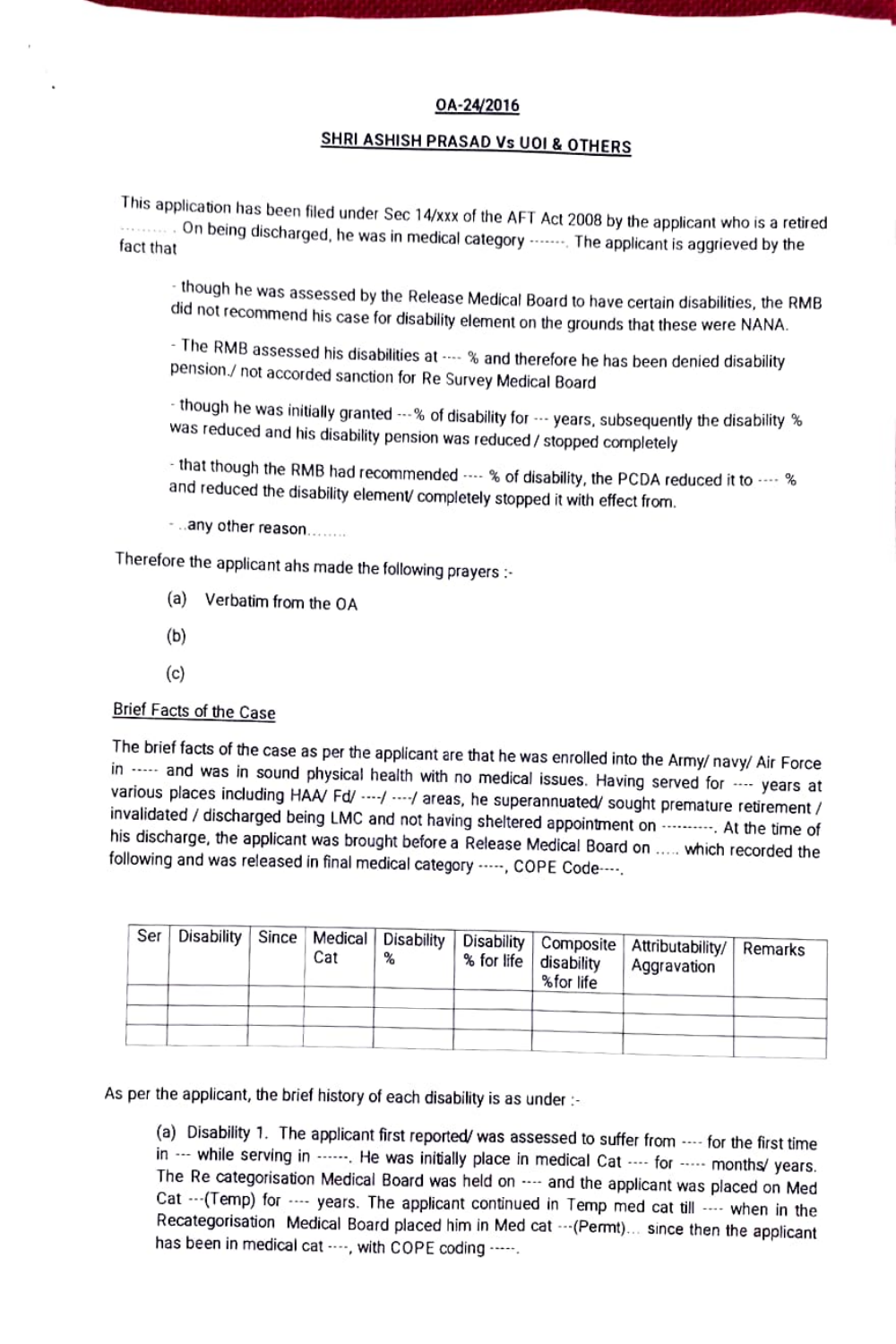## OA-24/2016

### SHRI ASHISH PRASAD Vs UOI & OTHERS

This application has been filed under Sec 14/xxx of the AFT Act 2008 by the applicant who is a retired ......... . On being discharged, he was in medical category ........ The applicant is aggrieved by the fact that

- though he was assessed by the Release Medical Board to have certain disabilities, the RMB did not recommend his case for disability element on the grounds that these were NANA.

- The RMB assessed his disabilities at ---- % and therefore he has been denied disability pension./ not accorded sanction for Re Survey Medical Board

- though he was initially granted ---% of disability for --- years, subsequently the disability % was reduced and his disability pension was reduced / stopped completely

- that though the RMB had recommended ---- % of disability, the PCDA reduced it to ---- % and reduced the disability element/ completely stopped it with effect from.

- ..any other reason........

Therefore the applicant ahs made the following prayers :-

(a) Verbatim from the OA

(b)

(c)

**Brief Facts of the Case**

The brief facts of the case as per the applicant are that he was enrolled into the Army/ navy/ Air Force in ----- and was in sound physical health with no medical issues. Having served for ---- years at various places including HAA/ Fd/ ----/ ----/ areas, he superannuated/ sought premature retirement / invalidated / discharged being LMC and not having sheltered appointment on ----------. At the time of his discharge, the applicant was brought before a Release Medical Board on ..... which recorded the following and was released in final medical category -----, COPE Code----.

| Ser | Disability | Since | Medical Cat | Disability % | Disability % for life | Composite disability %for life | Attributability/ Aggravation | Remarks |
|---|---|---|---|---|---|---|---|---|
| | | | | | | | | |
| | | | | | | | | |
| | | | | | | | | |

As per the applicant, the brief history of each disability is as under :-

(a) Disability 1. The applicant first reported/ was assessed to suffer from ---- for the first time in --- while serving in ------. He was initially place in medical Cat ---- for ----- months/ years. The Re categorisation Medical Board was held on ---- and the applicant was placed on Med Cat ---(Temp) for ---- years. The applicant continued in Temp med cat till ---- when in the Recategorisation Medical Board placed him in Med cat ---(Permt)... since then the applicant has been in medical cat ----, with COPE coding -----.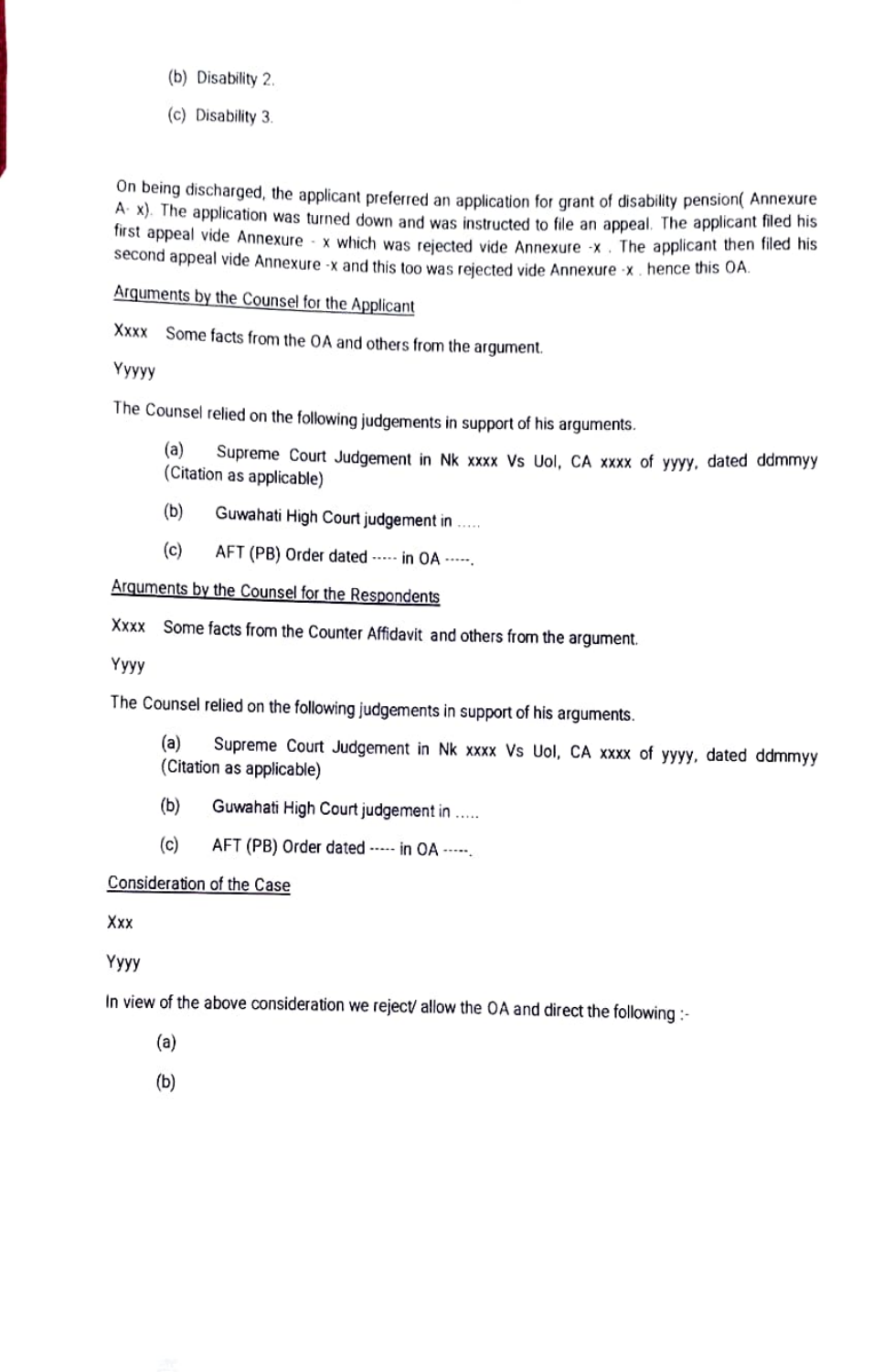(b) Disability 2.

(c) Disability 3.

On being discharged, the applicant preferred an application for grant of disability pension( Annexure A- x). The application was turned down and was instructed to file an appeal. The applicant filed his first appeal vide Annexure - x which was rejected vide Annexure -x . The applicant then filed his second appeal vide Annexure -x and this too was rejected vide Annexure -x . hence this OA.

<u>Arguments by the Counsel for the Applicant</u>

Xxxx Some facts from the OA and others from the argument.

Yyyyy

The Counsel relied on the following judgements in support of his arguments.

(a) Supreme Court Judgement in Nk xxxx Vs UoI, CA xxxx of yyyy, dated ddmmyy (Citation as applicable)

(b) Guwahati High Court judgement in .....

(c) AFT (PB) Order dated ----- in OA -----.

<u>Arguments by the Counsel for the Respondents</u>

Xxxx Some facts from the Counter Affidavit and others from the argument.

Yyyy

The Counsel relied on the following judgements in support of his arguments.

(a) Supreme Court Judgement in Nk xxxx Vs UoI, CA xxxx of yyyy, dated ddmmyy (Citation as applicable)

(b) Guwahati High Court judgement in .....

(c) AFT (PB) Order dated ----- in OA -----.

<u>Consideration of the Case</u>

Xxx

Yyyy

In view of the above consideration we reject/ allow the OA and direct the following :-

(a)

(b)